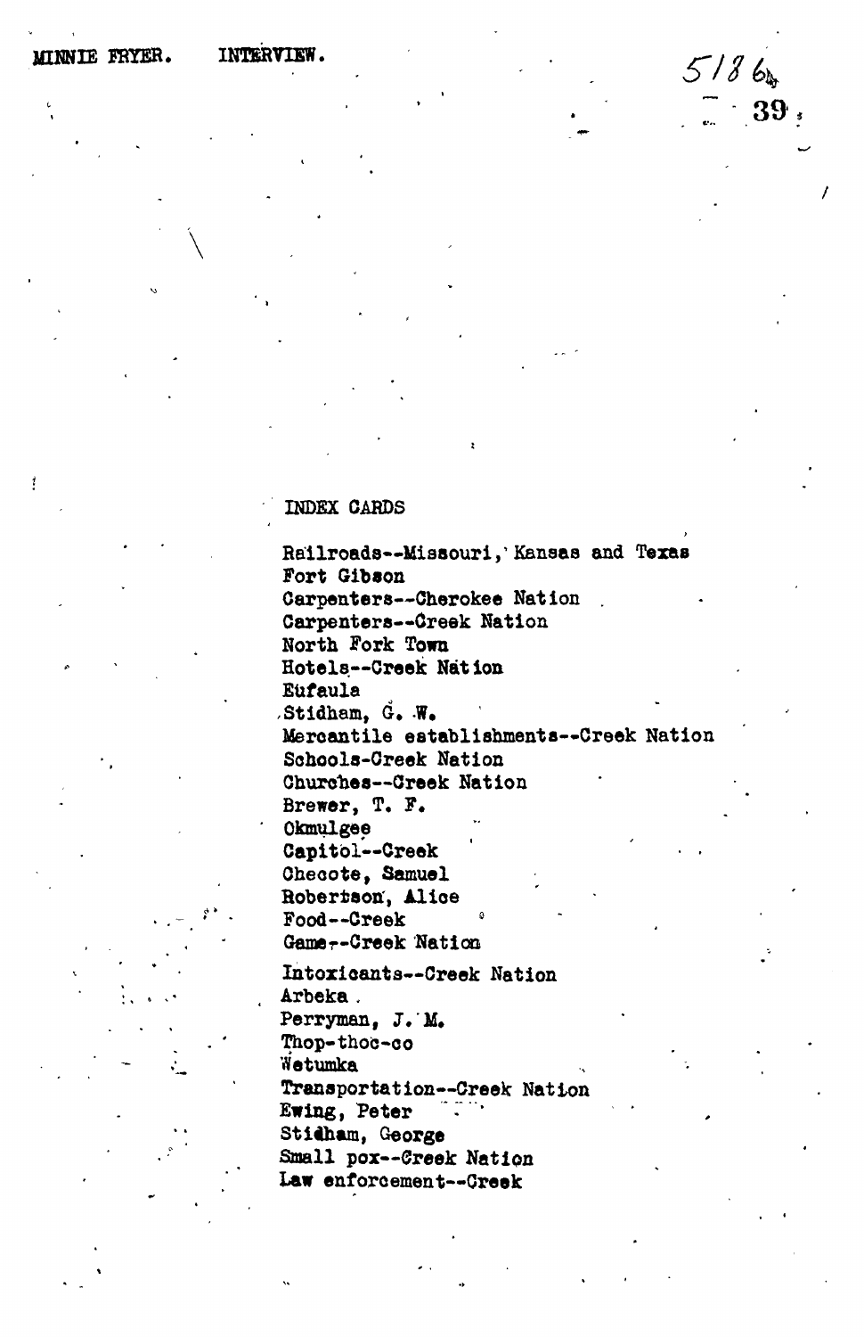MINNIE FRYER. INTERVIEW.

5186

39

INDEX CARDS

Railroads--Missouri, Kansas and Texas
Fort Gibson
Carpenters--Cherokee Nation
Carpenters--Creek Nation
North Fork Town
Hotels--Creek Nation
Eufaula
Stidham, G. W.
Mercantile establishments--Creek Nation
Schools-Creek Nation
Churches--Creek Nation
Brewer, T. F.
Okmulgee
Capitol--Creek
Checote, Samuel
Robertson, Alice
Food--Creek
Game--Creek Nation
Intoxicants--Creek Nation
Arbeka
Perryman, J. M.
Thop-thoc-co
Wetumka
Transportation--Creek Nation
Ewing, Peter
Stidham, George
Small pox--Creek Nation
Law enforcement--Creek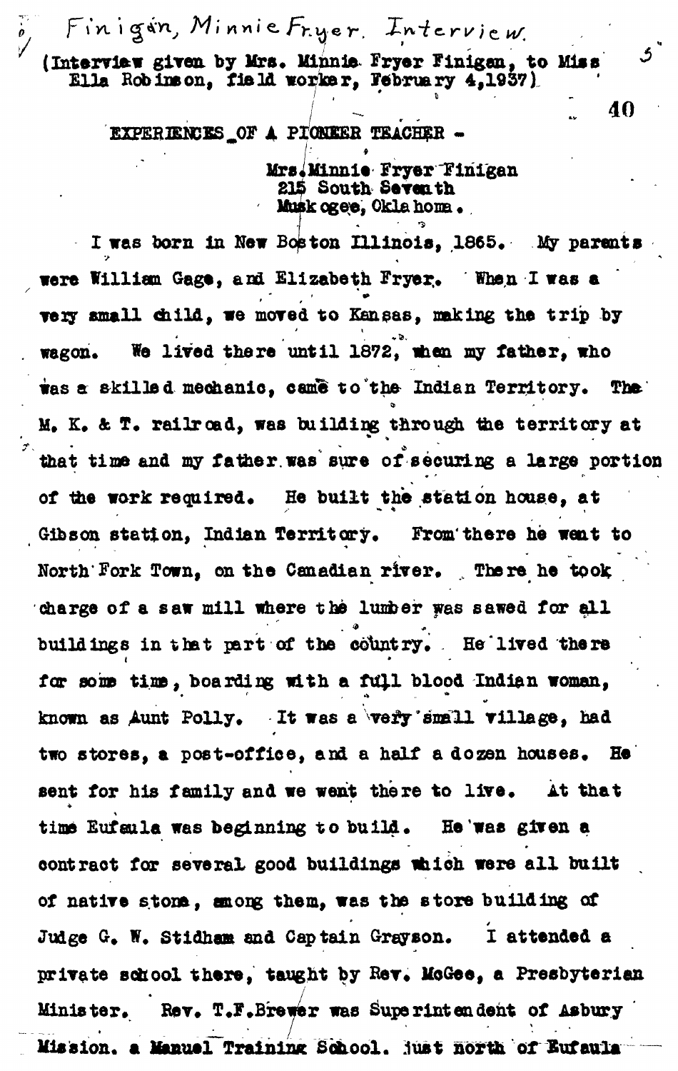Finigan, Minnie Fryer. Interview.

(Interview given by Mrs. Minnie Fryer Finigan, to Miss Ella Robinson, field worker, February 4,1937)

EXPERIENCES OF A PIONEER TEACHER -

Mrs. Minnie Fryer Finigan
215 South Seventh
Muskogee, Oklahoma.

I was born in New Boston Illinois, 1865. My parents were William Gage, and Elizabeth Fryer. When I was a very small child, we moved to Kansas, making the trip by wagon. We lived there until 1872, when my father, who was a skilled mechanic, came to the Indian Territory. The M. K. & T. railroad, was building through the territory at that time and my father was sure of securing a large portion of the work required. He built the station house, at Gibson station, Indian Territory. From there he went to North Fork Town, on the Canadian river. There he took charge of a saw mill where the lumber was sawed for all buildings in that part of the country. He lived there for some time, boarding with a full blood Indian woman, known as Aunt Polly. It was a very small village, had two stores, a post-office, and a half a dozen houses. He sent for his family and we went there to live. At that time Eufaula was beginning to build. He was given a contract for several good buildings which were all built of native stone, among them, was the store building of Judge G. W. Stidham and Captain Grayson. I attended a private school there, taught by Rev. McGee, a Presbyterian Minister. Rev. T.F.Brewer was Superintendent of Asbury Mission. a Manual Training School. just north of Eufaula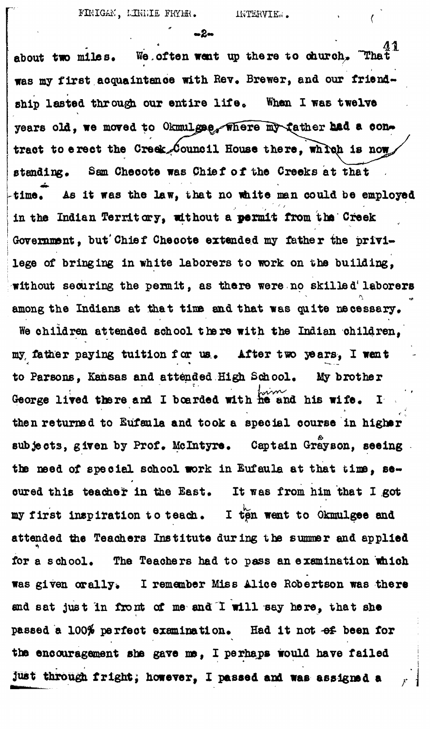about two miles. We often went up there to church. That was my first acquaintance with Rev. Brewer, and our friendship lasted through our entire life. When I was twelve years old, we moved to Okmulgee, where my father had a contract to erect the Creek Council House there, which is now standing. Sam Checote was Chief of the Creeks at that time. As it was the law, that no white man could be employed in the Indian Territory, without a permit from the Creek Government, but Chief Checote extended my father the privilege of bringing in white laborers to work on the building, without securing the permit, as there were no skilled laborers among the Indians at that time and that was quite necessary. We children attended school there with the Indian children, my father paying tuition for us. After two years, I went to Parsons, Kansas and attended High School. My brother George lived there and I boarded with him and his wife. I then returned to Eufaula and took a special course in higher subjects, given by Prof. McIntyre. Captain Grayson, seeing the need of special school work in Eufaula at that time, secured this teacher in the East. It was from him that I got my first inspiration to teach. I then went to Okmulgee and attended the Teachers Institute during the summer and applied for a school. The Teachers had to pass an examination which was given orally. I remember Miss Alice Robertson was there and sat just in front of me and I will say here, that she passed a 100% perfect examination. Had it not been for the encouragement she gave me, I perhaps would have failed just through fright; however, I passed and was assigned a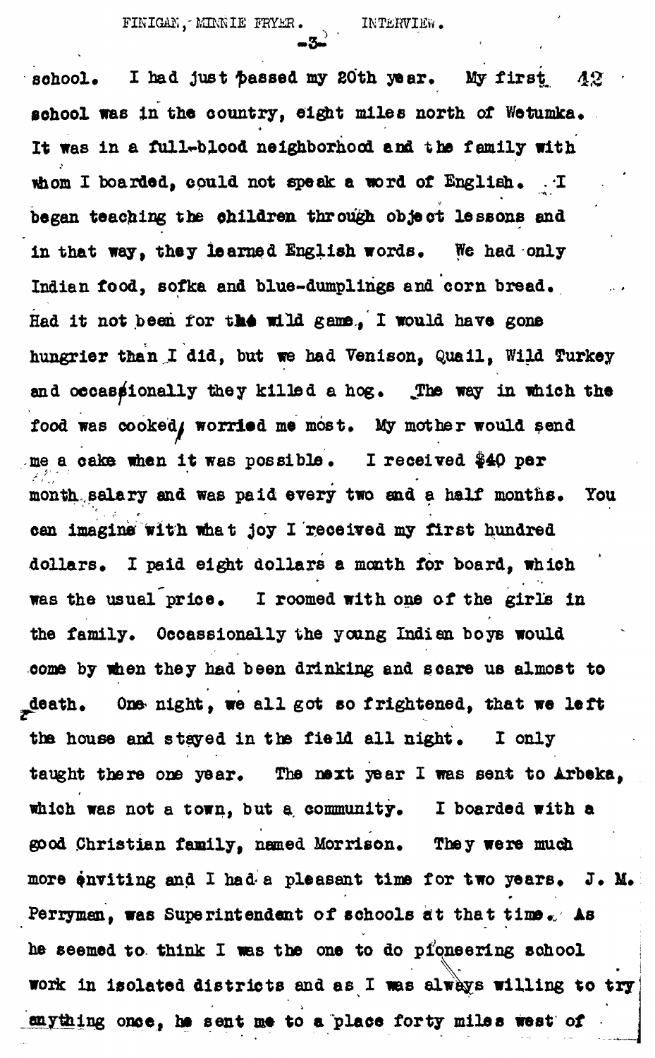school. I had just passed my 20th year. My first school was in the country, eight miles north of Wetumka. It was in a full-blood neighborhood and the family with whom I boarded, could not speak a word of English. I began teaching the children through object lessons and in that way, they learned English words. We had only Indian food, sofka and blue-dumplings and corn bread. Had it not been for the wild game, I would have gone hungrier than I did, but we had Venison, Quail, Wild Turkey and occasionally they killed a hog. The way in which the food was cooked, worried me most. My mother would send me a cake when it was possible. I received $40 per month salary and was paid every two and a half months. You can imagine with what joy I received my first hundred dollars. I paid eight dollars a month for board, which was the usual price. I roomed with one of the girls in the family. Occassionally the young Indian boys would come by when they had been drinking and scare us almost to death. One night, we all got so frightened, that we left the house and stayed in the field all night. I only taught there one year. The next year I was sent to Arbeka, which was not a town, but a community. I boarded with a good Christian family, named Morrison. They were much more inviting and I had a pleasant time for two years. J. M. Perryman, was Superintendent of schools at that time. As he seemed to think I was the one to do pioneering school work in isolated districts and as I was always willing to try anything once, he sent me to a place forty miles west of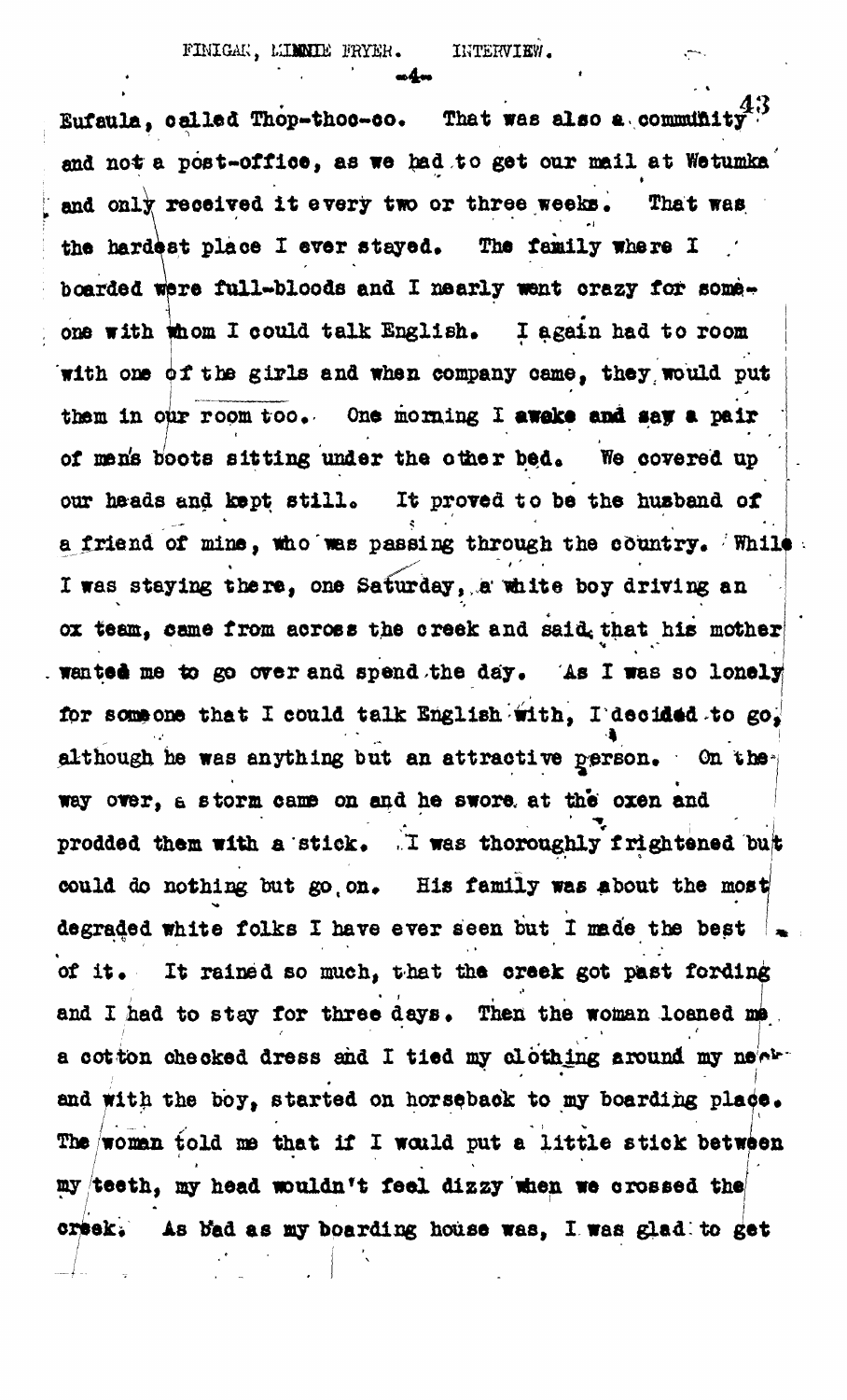Eufaula, called Thop-thoc-co. That was also a community and not a post-office, as we had to get our mail at Wetumka and only received it every two or three weeks. That was the hardest place I ever stayed. The family where I boarded were full-bloods and I nearly went crazy for someone with whom I could talk English. I again had to room with one of the girls and when company came, they would put them in our room too. One morning I awoke and saw a pair of men's boots sitting under the other bed. We covered up our heads and kept still. It proved to be the husband of a friend of mine, who was passing through the country. While I was staying there, one Saturday, a white boy driving an ox team, came from across the creek and said that his mother wanted me to go over and spend the day. As I was so lonely for someone that I could talk English with, I decided to go, although he was anything but an attractive person. On the way over, a storm came on and he swore at the oxen and prodded them with a stick. I was thoroughly frightened but could do nothing but go on. His family was about the most degraded white folks I have ever seen but I made the best of it. It rained so much, that the creek got past fording and I had to stay for three days. Then the woman loaned me a cotton checked dress and I tied my clothing around my neck and with the boy, started on horseback to my boarding place. The woman told me that if I would put a little stick between my teeth, my head wouldn't feel dizzy when we crossed the creek. As bad as my boarding house was, I was glad to get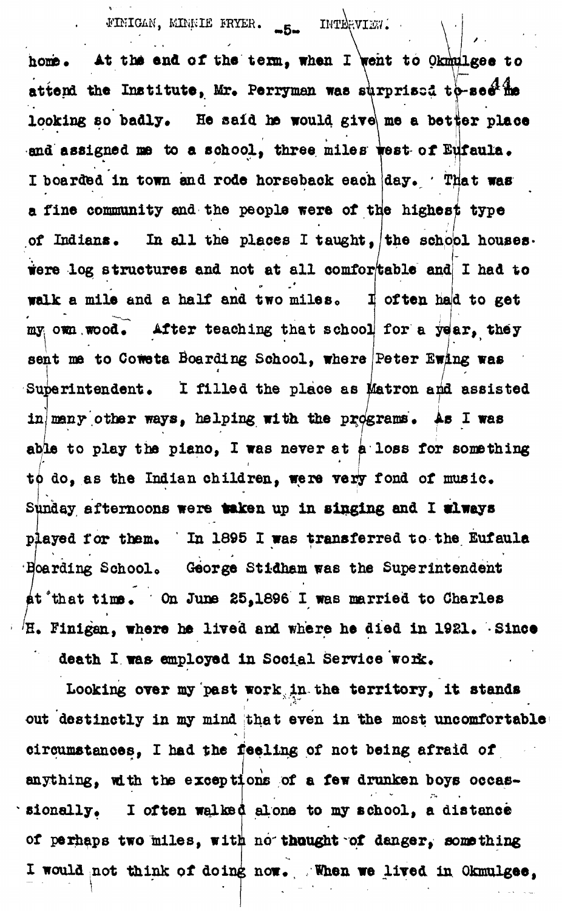home. At the end of the term, when I went to Okmulgee to attend the Institute, Mr. Perryman was surprised to see me looking so badly. He said he would give me a better place and assigned me to a school, three miles west of Eufaula. I boarded in town and rode horseback each day. That was a fine community and the people were of the highest type of Indians. In all the places I taught, the school houses were log structures and not at all comfortable and I had to walk a mile and a half and two miles. I often had to get my own wood. After teaching that school for a year, they sent me to Coweta Boarding School, where Peter Ewing was Superintendent. I filled the place as Matron and assisted in many other ways, helping with the programs. As I was able to play the piano, I was never at a loss for something to do, as the Indian children, were very fond of music. Sunday afternoons were taken up in singing and I always played for them. In 1895 I was transferred to the Eufaula Boarding School. George Stidham was the Superintendent at that time. On June 25,1896 I was married to Charles H. Finigan, where he lived and where he died in 1921. Since death I was employed in Social Service work.

Looking over my past work in the territory, it stands out destinctly in my mind that even in the most uncomfortable circumstances, I had the feeling of not being afraid of anything, with the exceptions of a few drunken boys occassionally. I often walked alone to my school, a distance of perhaps two miles, with no thought of danger, something I would not think of doing now. When we lived in Okmulgee,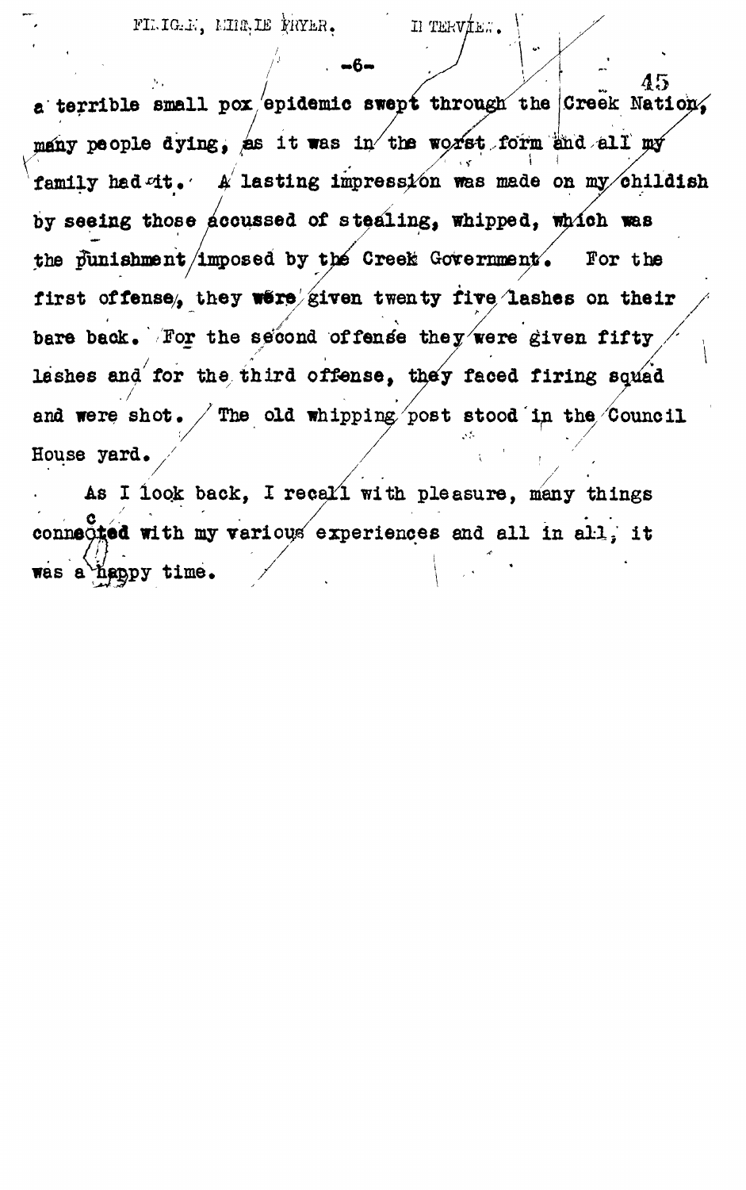a terrible small pox epidemic swept through the Creek Nation, many people dying, as it was in the worst form and all my family had it. A lasting impression was made on my childish by seeing those accussed of stealing, whipped, which was the punishment imposed by the Creek Government. For the first offense, they were given twenty five lashes on their bare back. For the second offense they were given fifty lashes and for the third offense, they faced firing squad and were shot. The old whipping post stood in the Council House yard.

As I look back, I recall with pleasure, many things connected with my various experiences and all in all, it was a happy time.